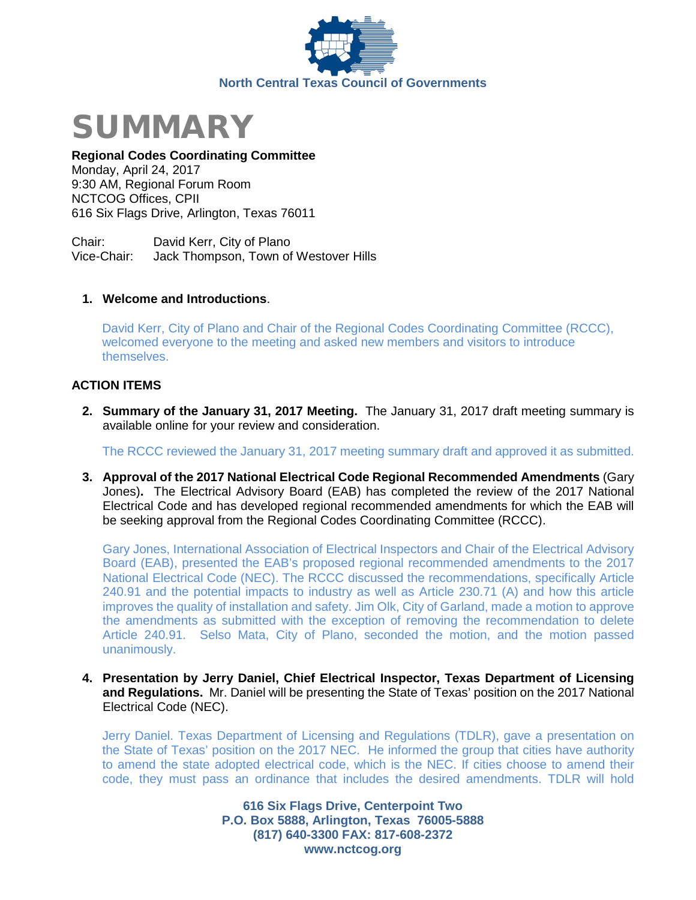North Central Texas Council of Governments

# SUMMARY

**Regional Codes Coordinating Committee**
Monday, April 24, 2017
9:30 AM, Regional Forum Room
NCTCOG Offices, CPII
616 Six Flags Drive, Arlington, Texas 76011

Chair: David Kerr, City of Plano
Vice-Chair: Jack Thompson, Town of Westover Hills

1. **Welcome and Introductions**.

   David Kerr, City of Plano and Chair of the Regional Codes Coordinating Committee (RCCC), welcomed everyone to the meeting and asked new members and visitors to introduce themselves.

## ACTION ITEMS

2. **Summary of the January 31, 2017 Meeting.** The January 31, 2017 draft meeting summary is available online for your review and consideration.

   The RCCC reviewed the January 31, 2017 meeting summary draft and approved it as submitted.

3. **Approval of the 2017 National Electrical Code Regional Recommended Amendments** (Gary Jones)**.** The Electrical Advisory Board (EAB) has completed the review of the 2017 National Electrical Code and has developed regional recommended amendments for which the EAB will be seeking approval from the Regional Codes Coordinating Committee (RCCC).

   Gary Jones, International Association of Electrical Inspectors and Chair of the Electrical Advisory Board (EAB), presented the EAB's proposed regional recommended amendments to the 2017 National Electrical Code (NEC). The RCCC discussed the recommendations, specifically Article 240.91 and the potential impacts to industry as well as Article 230.71 (A) and how this article improves the quality of installation and safety. Jim Olk, City of Garland, made a motion to approve the amendments as submitted with the exception of removing the recommendation to delete Article 240.91. Selso Mata, City of Plano, seconded the motion, and the motion passed unanimously.

4. **Presentation by Jerry Daniel, Chief Electrical Inspector, Texas Department of Licensing and Regulations.** Mr. Daniel will be presenting the State of Texas' position on the 2017 National Electrical Code (NEC).

   Jerry Daniel. Texas Department of Licensing and Regulations (TDLR), gave a presentation on the State of Texas' position on the 2017 NEC. He informed the group that cities have authority to amend the state adopted electrical code, which is the NEC. If cities choose to amend their code, they must pass an ordinance that includes the desired amendments. TDLR will hold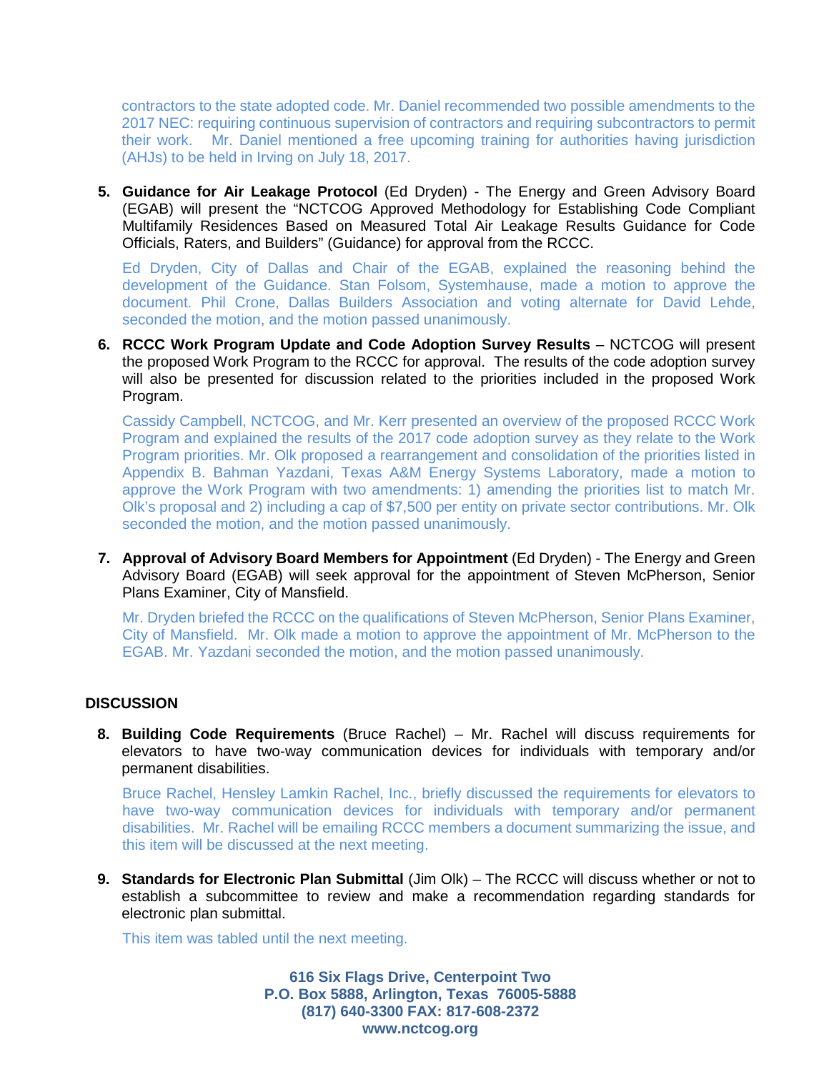contractors to the state adopted code. Mr. Daniel recommended two possible amendments to the 2017 NEC: requiring continuous supervision of contractors and requiring subcontractors to permit their work. Mr. Daniel mentioned a free upcoming training for authorities having jurisdiction (AHJs) to be held in Irving on July 18, 2017.

5. **Guidance for Air Leakage Protocol** (Ed Dryden) - The Energy and Green Advisory Board (EGAB) will present the "NCTCOG Approved Methodology for Establishing Code Compliant Multifamily Residences Based on Measured Total Air Leakage Results Guidance for Code Officials, Raters, and Builders" (Guidance) for approval from the RCCC.

   Ed Dryden, City of Dallas and Chair of the EGAB, explained the reasoning behind the development of the Guidance. Stan Folsom, Systemhause, made a motion to approve the document. Phil Crone, Dallas Builders Association and voting alternate for David Lehde, seconded the motion, and the motion passed unanimously.

6. **RCCC Work Program Update and Code Adoption Survey Results** – NCTCOG will present the proposed Work Program to the RCCC for approval. The results of the code adoption survey will also be presented for discussion related to the priorities included in the proposed Work Program.

   Cassidy Campbell, NCTCOG, and Mr. Kerr presented an overview of the proposed RCCC Work Program and explained the results of the 2017 code adoption survey as they relate to the Work Program priorities. Mr. Olk proposed a rearrangement and consolidation of the priorities listed in Appendix B. Bahman Yazdani, Texas A&M Energy Systems Laboratory, made a motion to approve the Work Program with two amendments: 1) amending the priorities list to match Mr. Olk's proposal and 2) including a cap of $7,500 per entity on private sector contributions. Mr. Olk seconded the motion, and the motion passed unanimously.

7. **Approval of Advisory Board Members for Appointment** (Ed Dryden) - The Energy and Green Advisory Board (EGAB) will seek approval for the appointment of Steven McPherson, Senior Plans Examiner, City of Mansfield.

   Mr. Dryden briefed the RCCC on the qualifications of Steven McPherson, Senior Plans Examiner, City of Mansfield. Mr. Olk made a motion to approve the appointment of Mr. McPherson to the EGAB. Mr. Yazdani seconded the motion, and the motion passed unanimously.

**DISCUSSION**

8. **Building Code Requirements** (Bruce Rachel) – Mr. Rachel will discuss requirements for elevators to have two-way communication devices for individuals with temporary and/or permanent disabilities.

   Bruce Rachel, Hensley Lamkin Rachel, Inc., briefly discussed the requirements for elevators to have two-way communication devices for individuals with temporary and/or permanent disabilities. Mr. Rachel will be emailing RCCC members a document summarizing the issue, and this item will be discussed at the next meeting.

9. **Standards for Electronic Plan Submittal** (Jim Olk) – The RCCC will discuss whether or not to establish a subcommittee to review and make a recommendation regarding standards for electronic plan submittal.

   This item was tabled until the next meeting.

**616 Six Flags Drive, Centerpoint Two**
**P.O. Box 5888, Arlington, Texas 76005-5888**
**(817) 640-3300 FAX: 817-608-2372**
**www.nctcog.org**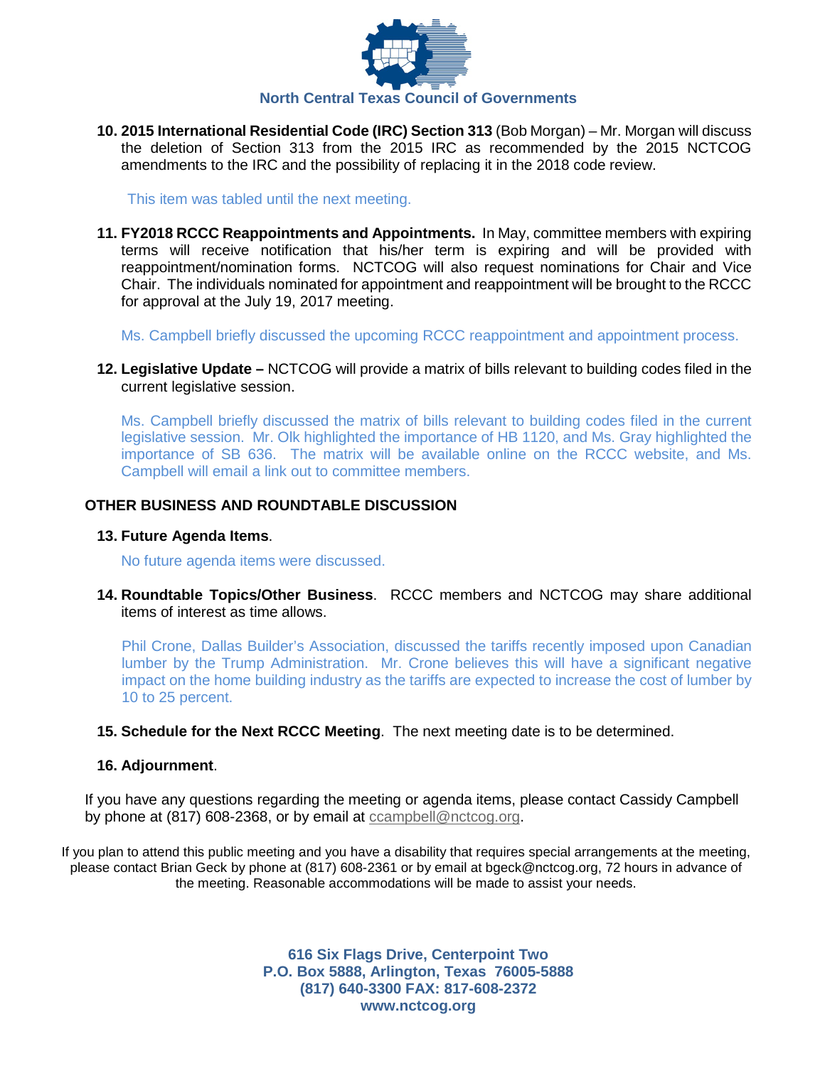10. **2015 International Residential Code (IRC) Section 313** (Bob Morgan) – Mr. Morgan will discuss the deletion of Section 313 from the 2015 IRC as recommended by the 2015 NCTCOG amendments to the IRC and the possibility of replacing it in the 2018 code review.

    This item was tabled until the next meeting.

11. **FY2018 RCCC Reappointments and Appointments.** In May, committee members with expiring terms will receive notification that his/her term is expiring and will be provided with reappointment/nomination forms. NCTCOG will also request nominations for Chair and Vice Chair. The individuals nominated for appointment and reappointment will be brought to the RCCC for approval at the July 19, 2017 meeting.

    Ms. Campbell briefly discussed the upcoming RCCC reappointment and appointment process.

12. **Legislative Update –** NCTCOG will provide a matrix of bills relevant to building codes filed in the current legislative session.

    Ms. Campbell briefly discussed the matrix of bills relevant to building codes filed in the current legislative session. Mr. Olk highlighted the importance of HB 1120, and Ms. Gray highlighted the importance of SB 636. The matrix will be available online on the RCCC website, and Ms. Campbell will email a link out to committee members.

## OTHER BUSINESS AND ROUNDTABLE DISCUSSION

13. **Future Agenda Items**.

    No future agenda items were discussed.

14. **Roundtable Topics/Other Business**. RCCC members and NCTCOG may share additional items of interest as time allows.

    Phil Crone, Dallas Builder's Association, discussed the tariffs recently imposed upon Canadian lumber by the Trump Administration. Mr. Crone believes this will have a significant negative impact on the home building industry as the tariffs are expected to increase the cost of lumber by 10 to 25 percent.

15. **Schedule for the Next RCCC Meeting**. The next meeting date is to be determined.

16. **Adjournment**.

If you have any questions regarding the meeting or agenda items, please contact Cassidy Campbell by phone at (817) 608-2368, or by email at ccampbell@nctcog.org.

If you plan to attend this public meeting and you have a disability that requires special arrangements at the meeting, please contact Brian Geck by phone at (817) 608-2361 or by email at bgeck@nctcog.org, 72 hours in advance of the meeting. Reasonable accommodations will be made to assist your needs.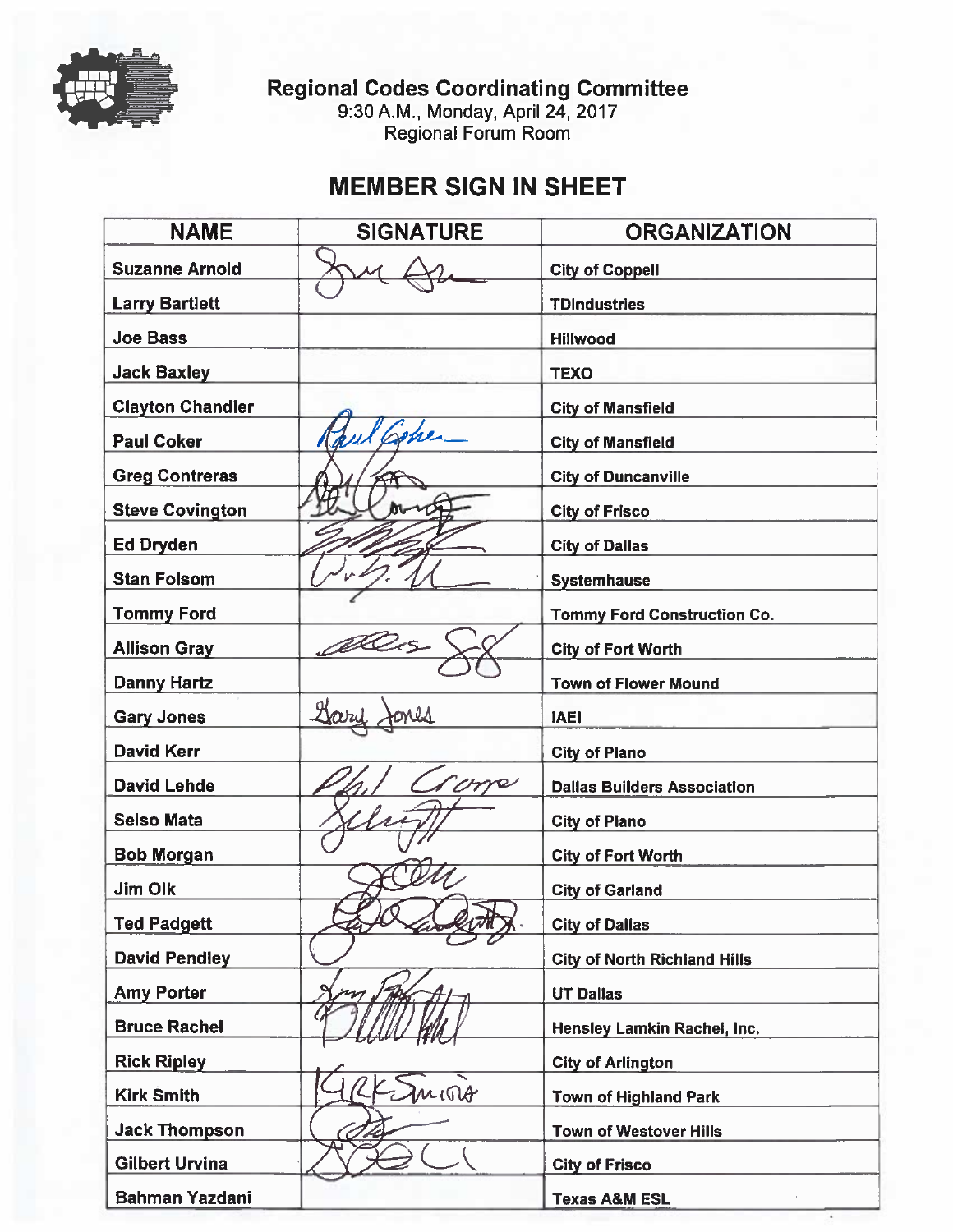# Regional Codes Coordinating Committee

9:30 A.M., Monday, April 24, 2017
Regional Forum Room

## MEMBER SIGN IN SHEET

| NAME | SIGNATURE | ORGANIZATION |
|---|---|---|
| Suzanne Arnold | | City of Coppell |
| Larry Bartlett | | TDIndustries |
| Joe Bass | | Hillwood |
| Jack Baxley | | TEXO |
| Clayton Chandler | | City of Mansfield |
| Paul Coker | Paul Coker | City of Mansfield |
| Greg Contreras | | City of Duncanville |
| Steve Covington | | City of Frisco |
| Ed Dryden | | City of Dallas |
| Stan Folsom | | Systemhause |
| Tommy Ford | | Tommy Ford Construction Co. |
| Allison Gray | | City of Fort Worth |
| Danny Hartz | | Town of Flower Mound |
| Gary Jones | Gary Jones | IAEI |
| David Kerr | | City of Plano |
| David Lehde | Phil Crone | Dallas Builders Association |
| Selso Mata | | City of Plano |
| Bob Morgan | | City of Fort Worth |
| Jim Olk | | City of Garland |
| Ted Padgett | | City of Dallas |
| David Pendley | | City of North Richland Hills |
| Amy Porter | | UT Dallas |
| Bruce Rachel | | Hensley Lamkin Rachel, Inc. |
| Rick Ripley | | City of Arlington |
| Kirk Smith | Kirk Smith | Town of Highland Park |
| Jack Thompson | | Town of Westover Hills |
| Gilbert Urvina | | City of Frisco |
| Bahman Yazdani | | Texas A&M ESL |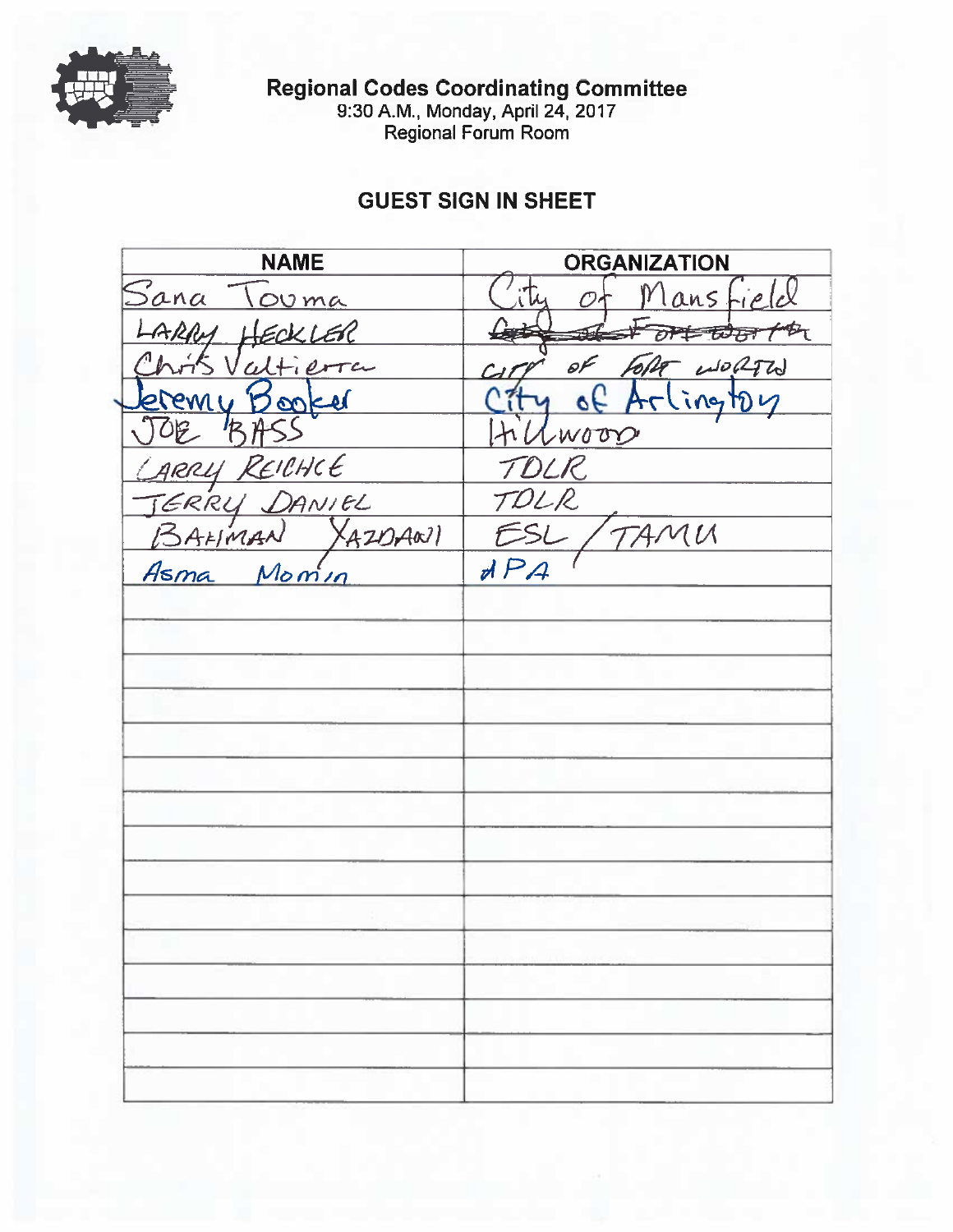# Regional Codes Coordinating Committee

9:30 A.M., Monday, April 24, 2017
Regional Forum Room

## GUEST SIGN IN SHEET

| NAME | ORGANIZATION |
|---|---|
| Sana Touma | City of Mansfield |
| LARRY HECKLER | ~~City of Fort Worth~~ |
| Chris Valtierra | CITY OF FORT WORTH |
| Jeremy Booker | City of Arlington |
| JOE BASS | Hillwood |
| LARRY REICHCE | TDLR |
| JERRY DANIEL | TDLR |
| BAHMAN YAZDANI | ESL / TAMU |
| Asma Momin | dPA |
| | |
| | |
| | |
| | |
| | |
| | |
| | |
| | |
| | |
| | |
| | |
| | |
| | |
| | |
| | |
| | |